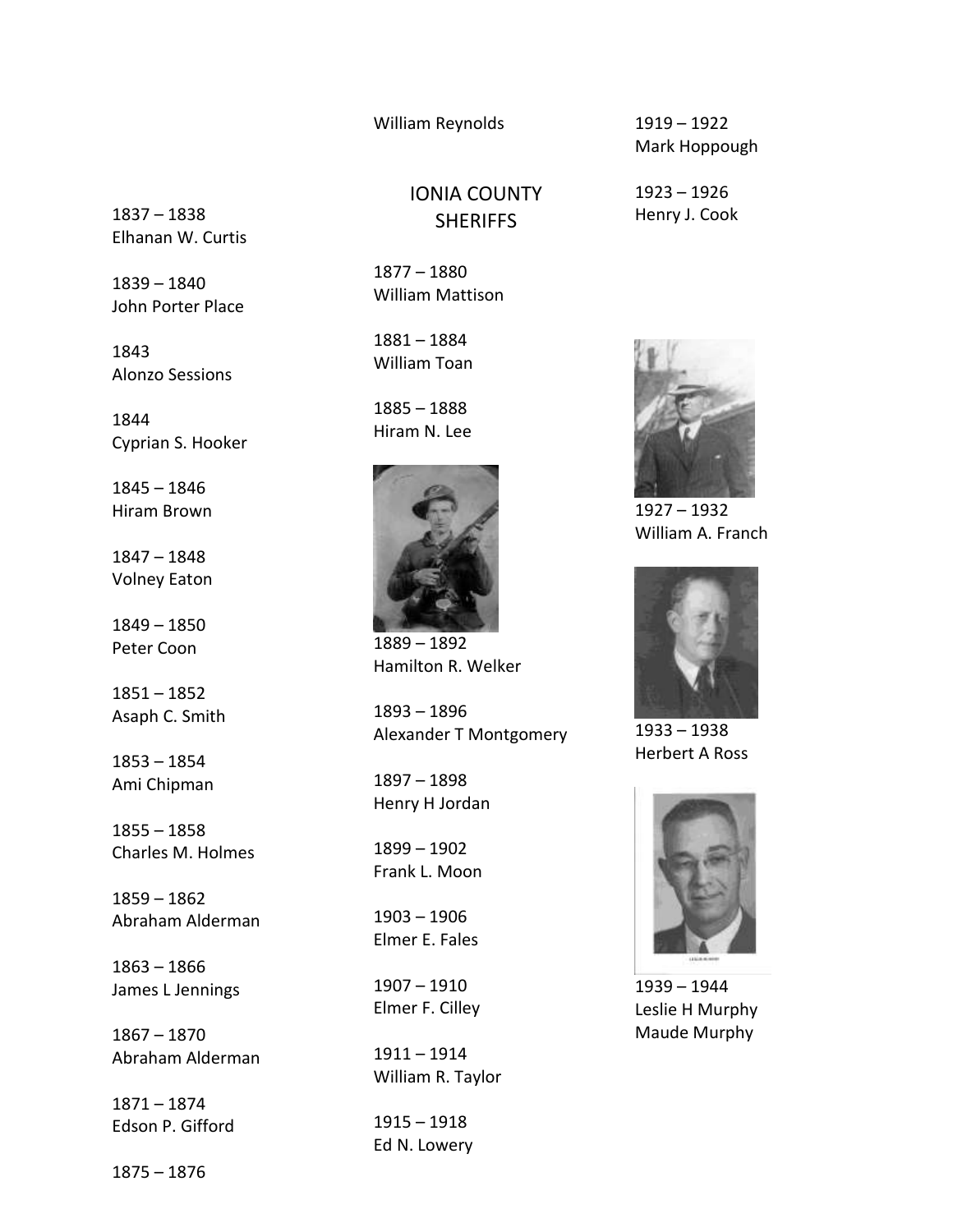# IONIA COUNTY SHERIFFS

1837 – 1838
Elhanan W. Curtis

1839 – 1840
John Porter Place

1843
Alonzo Sessions

1844
Cyprian S. Hooker

1845 – 1846
Hiram Brown

1847 – 1848
Volney Eaton

1849 – 1850
Peter Coon

1851 – 1852
Asaph C. Smith

1853 – 1854
Ami Chipman

1855 – 1858
Charles M. Holmes

1859 – 1862
Abraham Alderman

1863 – 1866
James L Jennings

1867 – 1870
Abraham Alderman

1871 – 1874
Edson P. Gifford

1875 – 1876
William Reynolds

1877 – 1880
William Mattison

1881 – 1884
William Toan

1885 – 1888
Hiram N. Lee

1889 – 1892
Hamilton R. Welker

1893 – 1896
Alexander T Montgomery

1897 – 1898
Henry H Jordan

1899 – 1902
Frank L. Moon

1903 – 1906
Elmer E. Fales

1907 – 1910
Elmer F. Cilley

1911 – 1914
William R. Taylor

1915 – 1918
Ed N. Lowery

1919 – 1922
Mark Hoppough

1923 – 1926
Henry J. Cook

1927 – 1932
William A. Franch

1933 – 1938
Herbert A Ross

1939 – 1944
Leslie H Murphy
Maude Murphy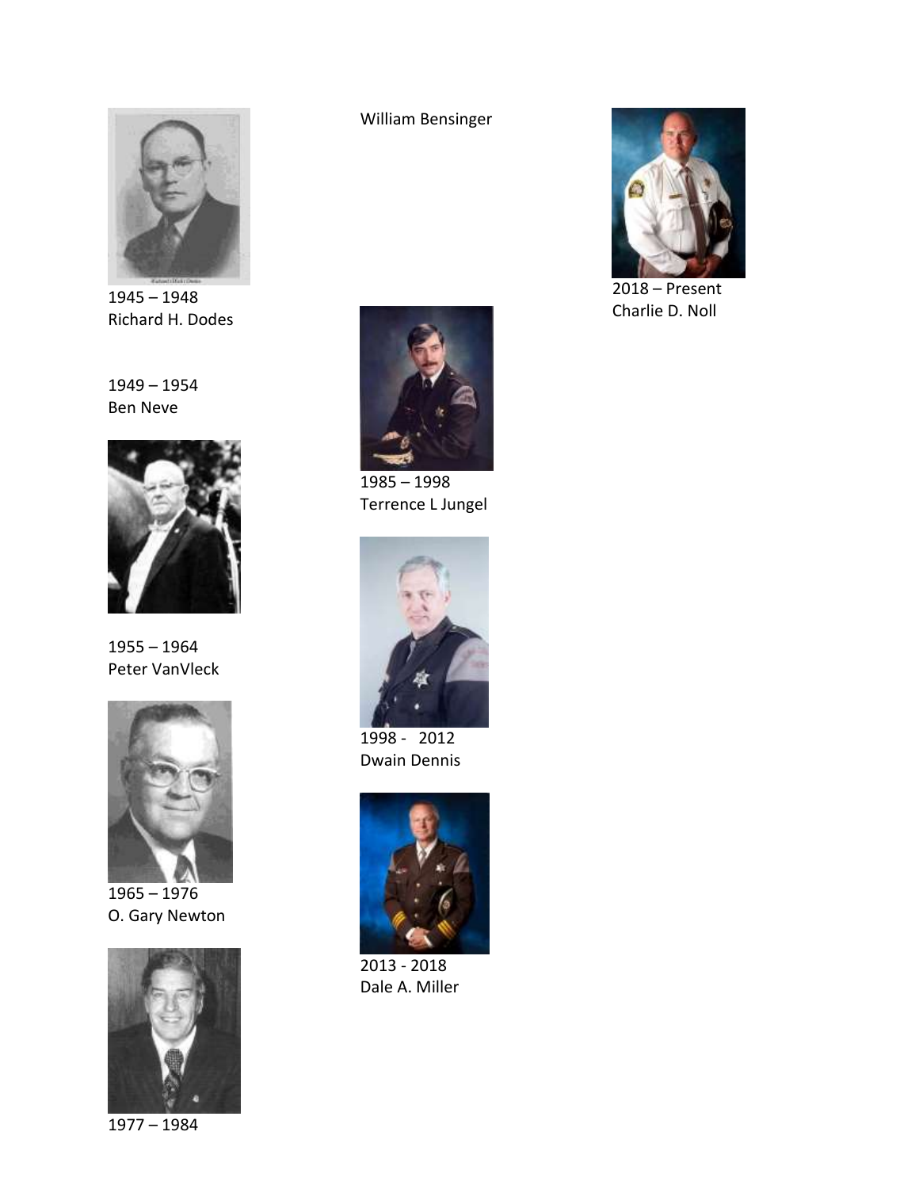1945 – 1948
Richard H. Dodes

1949 – 1954
Ben Neve

1955 – 1964
Peter VanVleck

1965 – 1976
O. Gary Newton

1977 – 1984
William Bensinger

1985 – 1998
Terrence L Jungel

1998 - 2012
Dwain Dennis

2013 - 2018
Dale A. Miller

2018 – Present
Charlie D. Noll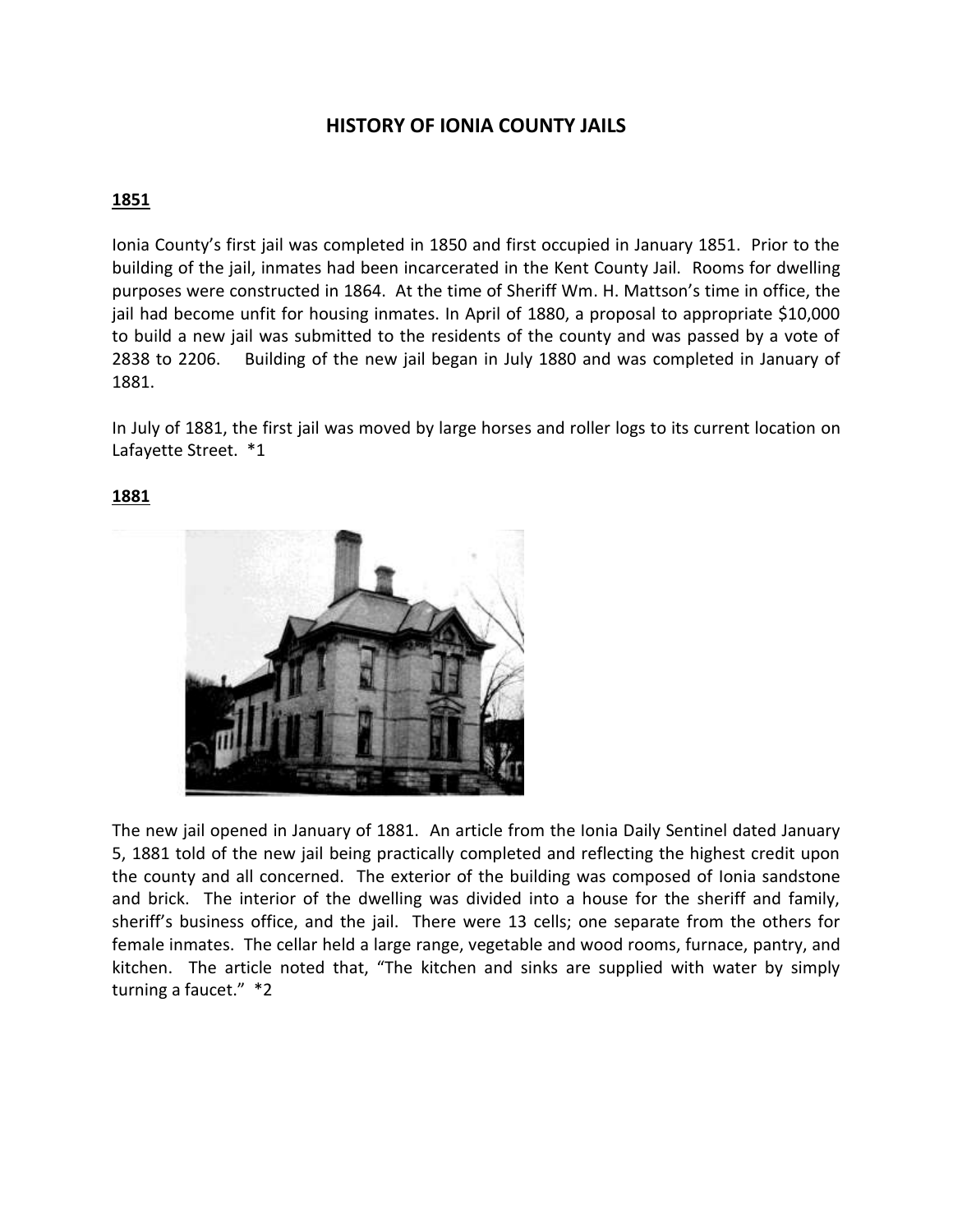# HISTORY OF IONIA COUNTY JAILS

## 1851

Ionia County's first jail was completed in 1850 and first occupied in January 1851. Prior to the building of the jail, inmates had been incarcerated in the Kent County Jail. Rooms for dwelling purposes were constructed in 1864. At the time of Sheriff Wm. H. Mattson's time in office, the jail had become unfit for housing inmates. In April of 1880, a proposal to appropriate $10,000 to build a new jail was submitted to the residents of the county and was passed by a vote of 2838 to 2206. Building of the new jail began in July 1880 and was completed in January of 1881.

In July of 1881, the first jail was moved by large horses and roller logs to its current location on Lafayette Street. *1

## 1881

The new jail opened in January of 1881. An article from the Ionia Daily Sentinel dated January 5, 1881 told of the new jail being practically completed and reflecting the highest credit upon the county and all concerned. The exterior of the building was composed of Ionia sandstone and brick. The interior of the dwelling was divided into a house for the sheriff and family, sheriff's business office, and the jail. There were 13 cells; one separate from the others for female inmates. The cellar held a large range, vegetable and wood rooms, furnace, pantry, and kitchen. The article noted that, "The kitchen and sinks are supplied with water by simply turning a faucet." *2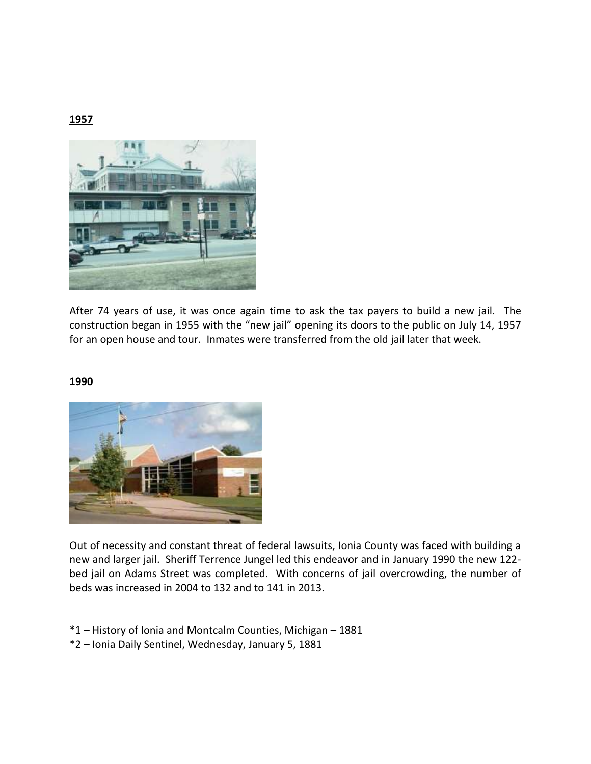**1957**

After 74 years of use, it was once again time to ask the tax payers to build a new jail. The construction began in 1955 with the "new jail" opening its doors to the public on July 14, 1957 for an open house and tour. Inmates were transferred from the old jail later that week.

**1990**

Out of necessity and constant threat of federal lawsuits, Ionia County was faced with building a new and larger jail. Sheriff Terrence Jungel led this endeavor and in January 1990 the new 122-bed jail on Adams Street was completed. With concerns of jail overcrowding, the number of beds was increased in 2004 to 132 and to 141 in 2013.

*1 – History of Ionia and Montcalm Counties, Michigan – 1881
*2 – Ionia Daily Sentinel, Wednesday, January 5, 1881